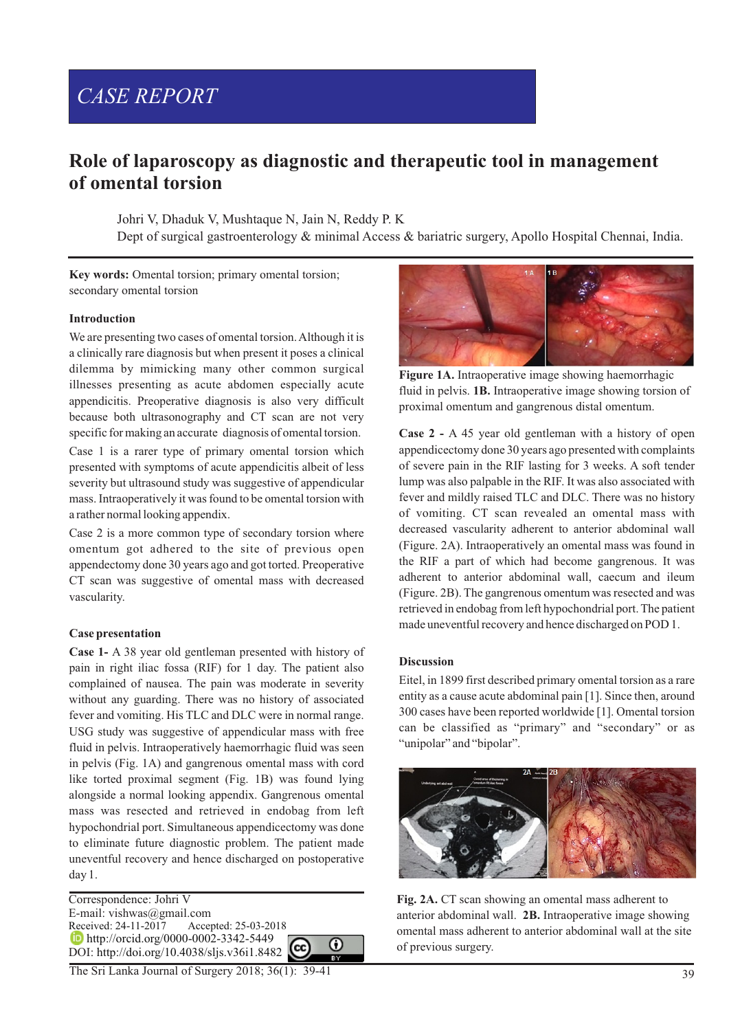## CASE REPORT

# Role of laparoscopy as diagnostic and therapeutic tool in management of omental torsion

Johri V, Dhaduk V, Mushtaque N, Jain N, Reddy P. K

Dept of surgical gastroenterology & minimal Access & bariatric surgery, Apollo Hospital Chennai, India.

**Key words:** Omental torsion; primary omental torsion; secondary omental torsion

### Introduction

We are presenting two cases of omental torsion. Although it is a clinically rare diagnosis but when present it poses a clinical dilemma by mimicking many other common surgical illnesses presenting as acute abdomen especially acute appendicitis. Preoperative diagnosis is also very difficult because both ultrasonography and CT scan are not very specific for making an accurate diagnosis of omental torsion.

Case 1 is a rarer type of primary omental torsion which presented with symptoms of acute appendicitis albeit of less severity but ultrasound study was suggestive of appendicular mass. Intraoperatively it was found to be omental torsion with a rather normal looking appendix.

Case 2 is a more common type of secondary torsion where omentum got adhered to the site of previous open appendectomy done 30 years ago and got torted. Preoperative CT scan was suggestive of omental mass with decreased vascularity.

### Case presentation

**Case 1-** A 38 year old gentleman presented with history of pain in right iliac fossa (RIF) for 1 day. The patient also complained of nausea. The pain was moderate in severity without any guarding. There was no history of associated fever and vomiting. His TLC and DLC were in normal range. USG study was suggestive of appendicular mass with free fluid in pelvis. Intraoperatively haemorrhagic fluid was seen in pelvis (Fig. 1A) and gangrenous omental mass with cord like torted proximal segment (Fig. 1B) was found lying alongside a normal looking appendix. Gangrenous omental mass was resected and retrieved in endobag from left hypochondrial port. Simultaneous appendicectomy was done to eliminate future diagnostic problem. The patient made uneventful recovery and hence discharged on postoperative day 1.

**Figure 1A.** Intraoperative image showing haemorrhagic fluid in pelvis. **1B.** Intraoperative image showing torsion of proximal omentum and gangrenous distal omentum.

**Case 2 -** A 45 year old gentleman with a history of open appendicectomy done 30 years ago presented with complaints of severe pain in the RIF lasting for 3 weeks. A soft tender lump was also palpable in the RIF. It was also associated with fever and mildly raised TLC and DLC. There was no history of vomiting. CT scan revealed an omental mass with decreased vascularity adherent to anterior abdominal wall (Figure. 2A). Intraoperatively an omental mass was found in the RIF a part of which had become gangrenous. It was adherent to anterior abdominal wall, caecum and ileum (Figure. 2B). The gangrenous omentum was resected and was retrieved in endobag from left hypochondrial port. The patient made uneventful recovery and hence discharged on POD 1.

### Discussion

Eitel, in 1899 first described primary omental torsion as a rare entity as a cause acute abdominal pain [1]. Since then, around 300 cases have been reported worldwide [1]. Omental torsion can be classified as "primary" and "secondary" or as "unipolar" and "bipolar".

**Fig. 2A.** CT scan showing an omental mass adherent to anterior abdominal wall. **2B.** Intraoperative image showing omental mass adherent to anterior abdominal wall at the site of previous surgery.

Correspondence: Johri V
E-mail: vishwas@gmail.com
Received: 24-11-2017 Accepted: 25-03-2018
http://orcid.org/0000-0002-3342-5449
DOI: http://doi.org/10.4038/sljs.v36i1.8482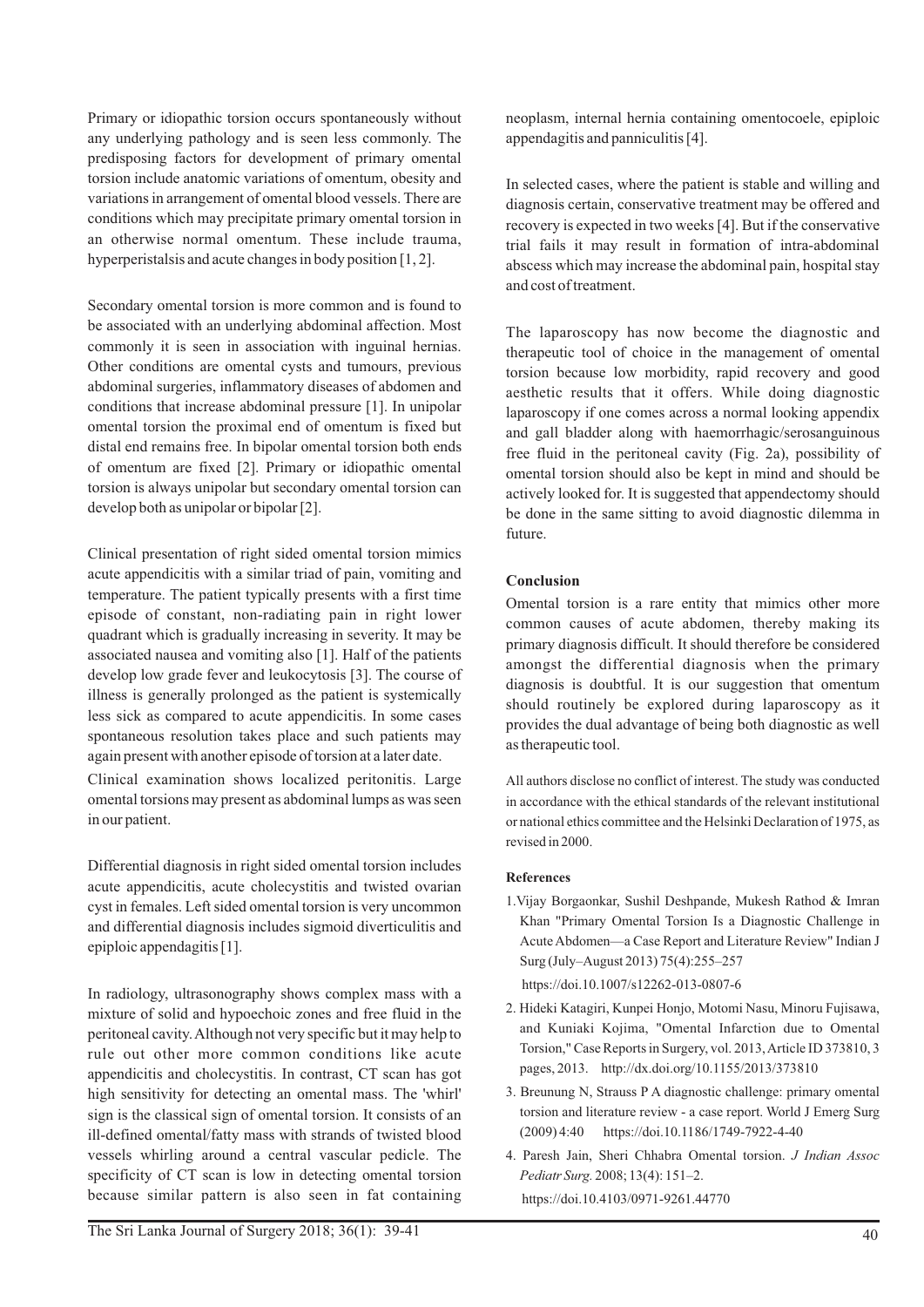Primary or idiopathic torsion occurs spontaneously without any underlying pathology and is seen less commonly. The predisposing factors for development of primary omental torsion include anatomic variations of omentum, obesity and variations in arrangement of omental blood vessels. There are conditions which may precipitate primary omental torsion in an otherwise normal omentum. These include trauma, hyperperistalsis and acute changes in body position [1, 2].

Secondary omental torsion is more common and is found to be associated with an underlying abdominal affection. Most commonly it is seen in association with inguinal hernias. Other conditions are omental cysts and tumours, previous abdominal surgeries, inflammatory diseases of abdomen and conditions that increase abdominal pressure [1]. In unipolar omental torsion the proximal end of omentum is fixed but distal end remains free. In bipolar omental torsion both ends of omentum are fixed [2]. Primary or idiopathic omental torsion is always unipolar but secondary omental torsion can develop both as unipolar or bipolar [2].

Clinical presentation of right sided omental torsion mimics acute appendicitis with a similar triad of pain, vomiting and temperature. The patient typically presents with a first time episode of constant, non-radiating pain in right lower quadrant which is gradually increasing in severity. It may be associated nausea and vomiting also [1]. Half of the patients develop low grade fever and leukocytosis [3]. The course of illness is generally prolonged as the patient is systemically less sick as compared to acute appendicitis. In some cases spontaneous resolution takes place and such patients may again present with another episode of torsion at a later date.

Clinical examination shows localized peritonitis. Large omental torsions may present as abdominal lumps as was seen in our patient.

Differential diagnosis in right sided omental torsion includes acute appendicitis, acute cholecystitis and twisted ovarian cyst in females. Left sided omental torsion is very uncommon and differential diagnosis includes sigmoid diverticulitis and epiploic appendagitis [1].

In radiology, ultrasonography shows complex mass with a mixture of solid and hypoechoic zones and free fluid in the peritoneal cavity. Although not very specific but it may help to rule out other more common conditions like acute appendicitis and cholecystitis. In contrast, CT scan has got high sensitivity for detecting an omental mass. The 'whirl' sign is the classical sign of omental torsion. It consists of an ill-defined omental/fatty mass with strands of twisted blood vessels whirling around a central vascular pedicle. The specificity of CT scan is low in detecting omental torsion because similar pattern is also seen in fat containing neoplasm, internal hernia containing omentocoele, epiploic appendagitis and panniculitis [4].

In selected cases, where the patient is stable and willing and diagnosis certain, conservative treatment may be offered and recovery is expected in two weeks [4]. But if the conservative trial fails it may result in formation of intra-abdominal abscess which may increase the abdominal pain, hospital stay and cost of treatment.

The laparoscopy has now become the diagnostic and therapeutic tool of choice in the management of omental torsion because low morbidity, rapid recovery and good aesthetic results that it offers. While doing diagnostic laparoscopy if one comes across a normal looking appendix and gall bladder along with haemorrhagic/serosanguinous free fluid in the peritoneal cavity (Fig. 2a), possibility of omental torsion should also be kept in mind and should be actively looked for. It is suggested that appendectomy should be done in the same sitting to avoid diagnostic dilemma in future.

## Conclusion

Omental torsion is a rare entity that mimics other more common causes of acute abdomen, thereby making its primary diagnosis difficult. It should therefore be considered amongst the differential diagnosis when the primary diagnosis is doubtful. It is our suggestion that omentum should routinely be explored during laparoscopy as it provides the dual advantage of being both diagnostic as well as therapeutic tool.

All authors disclose no conflict of interest. The study was conducted in accordance with the ethical standards of the relevant institutional or national ethics committee and the Helsinki Declaration of 1975, as revised in 2000.

### References

1. Vijay Borgaonkar, Sushil Deshpande, Mukesh Rathod & Imran Khan "Primary Omental Torsion Is a Diagnostic Challenge in Acute Abdomen—a Case Report and Literature Review" Indian J Surg (July–August 2013) 75(4):255–257 https://doi.org/10.1007/s12262-013-0807-6
2. Hideki Katagiri, Kunpei Honjo, Motomi Nasu, Minoru Fujisawa, and Kuniaki Kojima, "Omental Infarction due to Omental Torsion," Case Reports in Surgery, vol. 2013, Article ID 373810, 3 pages, 2013. http://dx.doi.org/10.1155/2013/373810
3. Breunung N, Strauss P A diagnostic challenge: primary omental torsion and literature review - a case report. World J Emerg Surg (2009) 4:40 https://doi.org/10.1186/1749-7922-4-40
4. Paresh Jain, Sheri Chhabra Omental torsion. *J Indian Assoc Pediatr Surg.* 2008; 13(4): 151–2. https://doi.org/10.4103/0971-9261.44770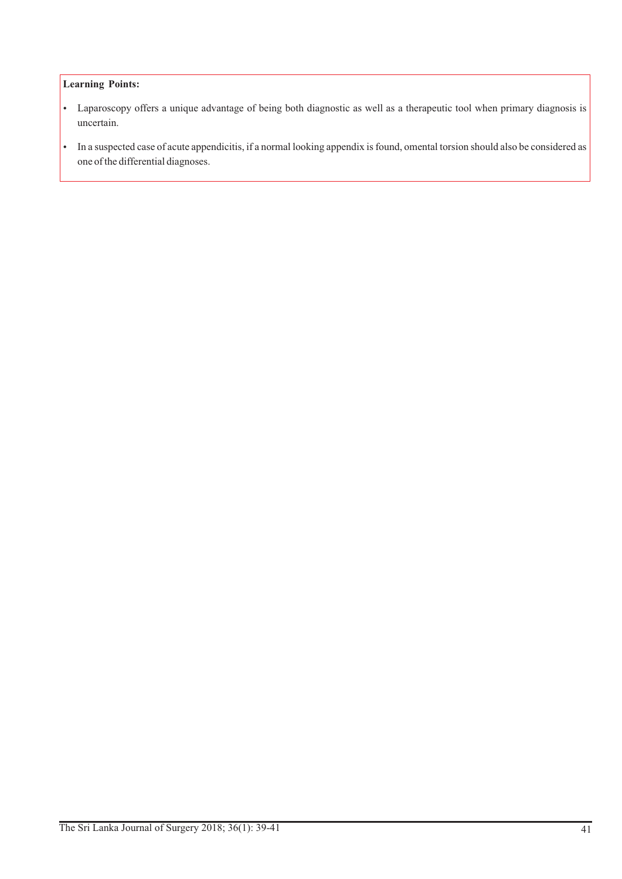**Learning Points:**

- Laparoscopy offers a unique advantage of being both diagnostic as well as a therapeutic tool when primary diagnosis is uncertain.
- In a suspected case of acute appendicitis, if a normal looking appendix is found, omental torsion should also be considered as one of the differential diagnoses.